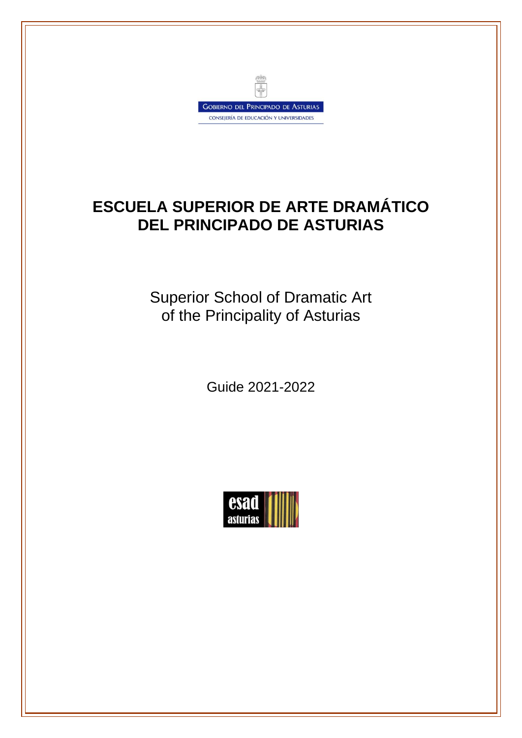GOBIERNO DEL PRINCIPADO DE ASTURIAS

CONSEJERÍA DE EDUCACIÓN Y UNIVERSIDADES

# ESCUELA SUPERIOR DE ARTE DRAMÁTICO DEL PRINCIPADO DE ASTURIAS

Superior School of Dramatic Art of the Principality of Asturias

Guide 2021-2022

esad asturias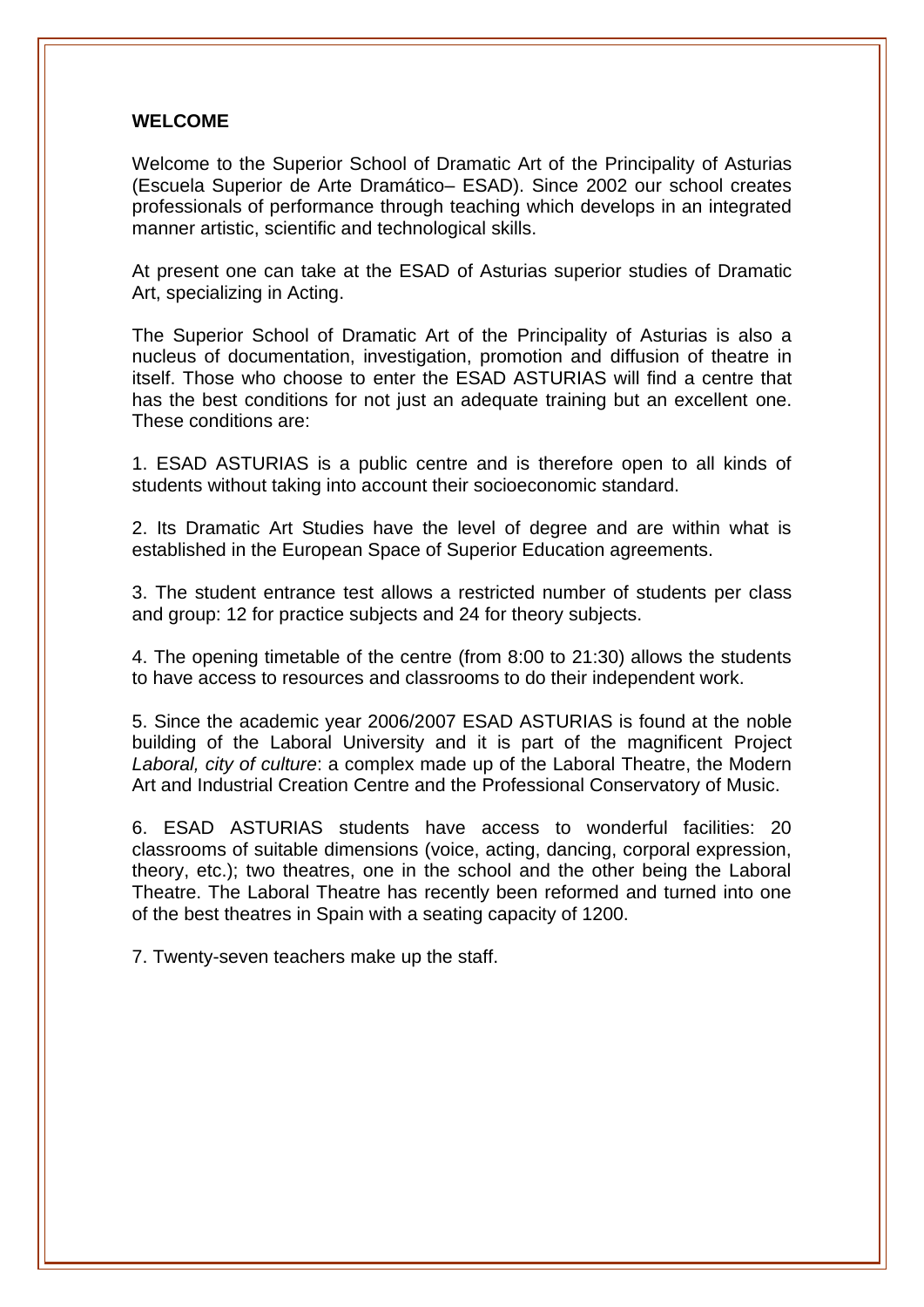**WELCOME**

Welcome to the Superior School of Dramatic Art of the Principality of Asturias (Escuela Superior de Arte Dramático– ESAD). Since 2002 our school creates professionals of performance through teaching which develops in an integrated manner artistic, scientific and technological skills.

At present one can take at the ESAD of Asturias superior studies of Dramatic Art, specializing in Acting.

The Superior School of Dramatic Art of the Principality of Asturias is also a nucleus of documentation, investigation, promotion and diffusion of theatre in itself. Those who choose to enter the ESAD ASTURIAS will find a centre that has the best conditions for not just an adequate training but an excellent one. These conditions are:

1. ESAD ASTURIAS is a public centre and is therefore open to all kinds of students without taking into account their socioeconomic standard.

2. Its Dramatic Art Studies have the level of degree and are within what is established in the European Space of Superior Education agreements.

3. The student entrance test allows a restricted number of students per class and group: 12 for practice subjects and 24 for theory subjects.

4. The opening timetable of the centre (from 8:00 to 21:30) allows the students to have access to resources and classrooms to do their independent work.

5. Since the academic year 2006/2007 ESAD ASTURIAS is found at the noble building of the Laboral University and it is part of the magnificent Project *Laboral, city of culture*: a complex made up of the Laboral Theatre, the Modern Art and Industrial Creation Centre and the Professional Conservatory of Music.

6. ESAD ASTURIAS students have access to wonderful facilities: 20 classrooms of suitable dimensions (voice, acting, dancing, corporal expression, theory, etc.); two theatres, one in the school and the other being the Laboral Theatre. The Laboral Theatre has recently been reformed and turned into one of the best theatres in Spain with a seating capacity of 1200.

7. Twenty-seven teachers make up the staff.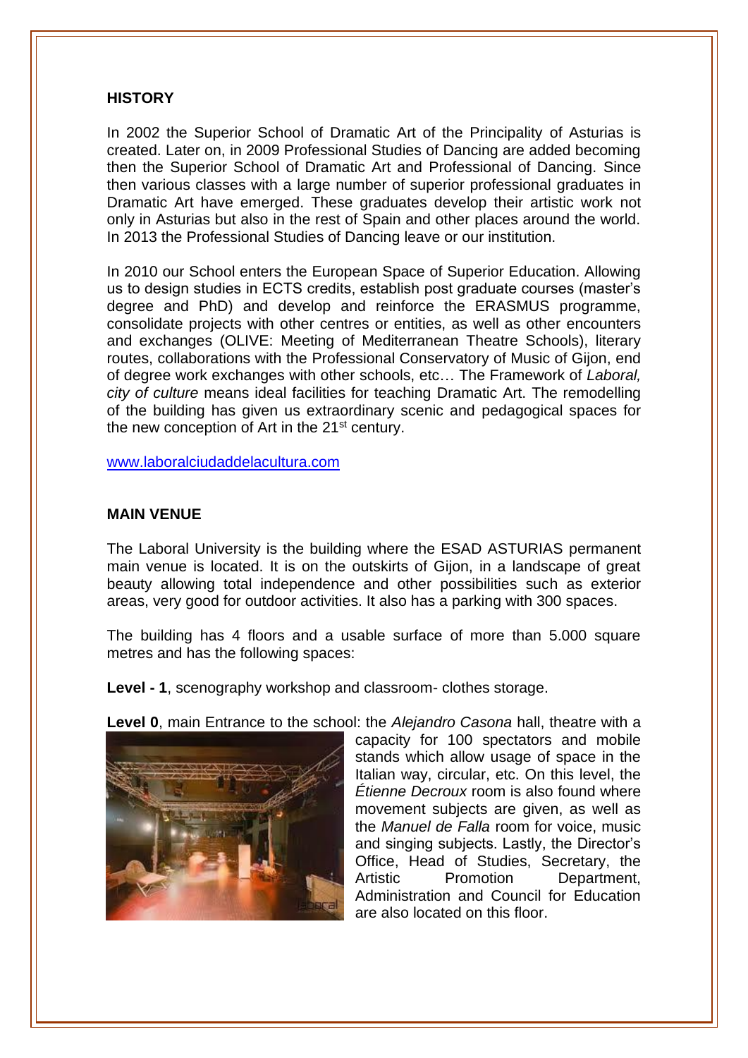## HISTORY

In 2002 the Superior School of Dramatic Art of the Principality of Asturias is created. Later on, in 2009 Professional Studies of Dancing are added becoming then the Superior School of Dramatic Art and Professional of Dancing. Since then various classes with a large number of superior professional graduates in Dramatic Art have emerged. These graduates develop their artistic work not only in Asturias but also in the rest of Spain and other places around the world. In 2013 the Professional Studies of Dancing leave or our institution.

In 2010 our School enters the European Space of Superior Education. Allowing us to design studies in ECTS credits, establish post graduate courses (master's degree and PhD) and develop and reinforce the ERASMUS programme, consolidate projects with other centres or entities, as well as other encounters and exchanges (OLIVE: Meeting of Mediterranean Theatre Schools), literary routes, collaborations with the Professional Conservatory of Music of Gijon, end of degree work exchanges with other schools, etc… The Framework of *Laboral, city of culture* means ideal facilities for teaching Dramatic Art. The remodelling of the building has given us extraordinary scenic and pedagogical spaces for the new conception of Art in the 21st century.

www.laboralciudaddelacultura.com

## MAIN VENUE

The Laboral University is the building where the ESAD ASTURIAS permanent main venue is located. It is on the outskirts of Gijon, in a landscape of great beauty allowing total independence and other possibilities such as exterior areas, very good for outdoor activities. It also has a parking with 300 spaces.

The building has 4 floors and a usable surface of more than 5.000 square metres and has the following spaces:

**Level - 1**, scenography workshop and classroom- clothes storage.

**Level 0**, main Entrance to the school: the *Alejandro Casona* hall, theatre with a capacity for 100 spectators and mobile stands which allow usage of space in the Italian way, circular, etc. On this level, the *Étienne Decroux* room is also found where movement subjects are given, as well as the *Manuel de Falla* room for voice, music and singing subjects. Lastly, the Director's Office, Head of Studies, Secretary, the Artistic Promotion Department, Administration and Council for Education are also located on this floor.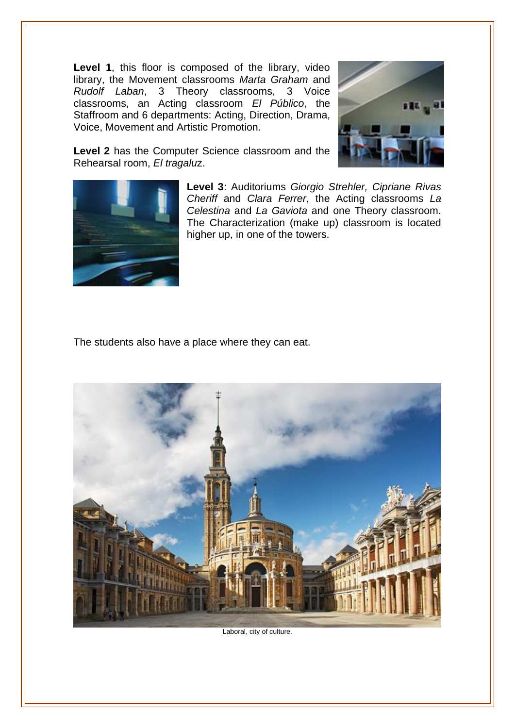**Level 1**, this floor is composed of the library, video library, the Movement classrooms *Marta Graham* and *Rudolf Laban*, 3 Theory classrooms, 3 Voice classrooms, an Acting classroom *El Público*, the Staffroom and 6 departments: Acting, Direction, Drama, Voice, Movement and Artistic Promotion.

**Level 2** has the Computer Science classroom and the Rehearsal room, *El tragaluz*.

**Level 3**: Auditoriums *Giorgio Strehler, Cipriane Rivas Cheriff* and *Clara Ferrer*, the Acting classrooms *La Celestina* and *La Gaviota* and one Theory classroom. The Characterization (make up) classroom is located higher up, in one of the towers.

The students also have a place where they can eat.

Laboral, city of culture.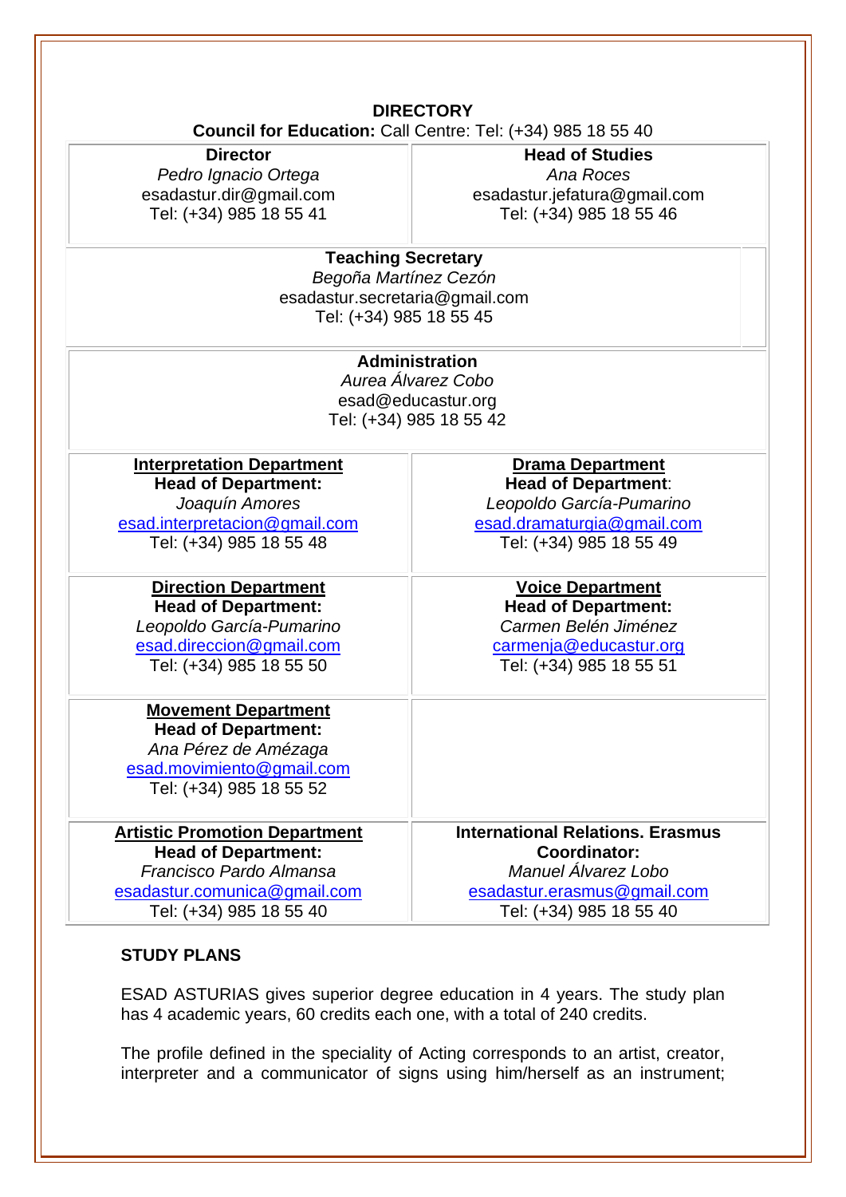## DIRECTORY

**Council for Education:** Call Centre: Tel: (+34) 985 18 55 40

| **Director**<br>*Pedro Ignacio Ortega*<br>esadastur.dir@gmail.com<br>Tel: (+34) 985 18 55 41 | **Head of Studies**<br>*Ana Roces*<br>esadastur.jefatura@gmail.com<br>Tel: (+34) 985 18 55 46 |
|---|---|

**Teaching Secretary**
*Begoña Martínez Cezón*
esadastur.secretaria@gmail.com
Tel: (+34) 985 18 55 45

**Administration**
*Aurea Álvarez Cobo*
esad@educastur.org
Tel: (+34) 985 18 55 42

| **Interpretation Department**<br>**Head of Department:**<br>*Joaquín Amores*<br>esad.interpretacion@gmail.com<br>Tel: (+34) 985 18 55 48 | **Drama Department**<br>**Head of Department**:<br>*Leopoldo García-Pumarino*<br>esad.dramaturgia@gmail.com<br>Tel: (+34) 985 18 55 49 |
|---|---|
| **Direction Department**<br>**Head of Department:**<br>*Leopoldo García-Pumarino*<br>esad.direccion@gmail.com<br>Tel: (+34) 985 18 55 50 | **Voice Department**<br>**Head of Department:**<br>*Carmen Belén Jiménez*<br>carmenja@educastur.org<br>Tel: (+34) 985 18 55 51 |
| **Movement Department**<br>**Head of Department:**<br>*Ana Pérez de Amézaga*<br>esad.movimiento@gmail.com<br>Tel: (+34) 985 18 55 52 | |
| **Artistic Promotion Department**<br>**Head of Department:**<br>*Francisco Pardo Almansa*<br>esadastur.comunica@gmail.com<br>Tel: (+34) 985 18 55 40 | **International Relations. Erasmus Coordinator:**<br>*Manuel Álvarez Lobo*<br>esadastur.erasmus@gmail.com<br>Tel: (+34) 985 18 55 40 |

## STUDY PLANS

ESAD ASTURIAS gives superior degree education in 4 years. The study plan has 4 academic years, 60 credits each one, with a total of 240 credits.

The profile defined in the speciality of Acting corresponds to an artist, creator, interpreter and a communicator of signs using him/herself as an instrument;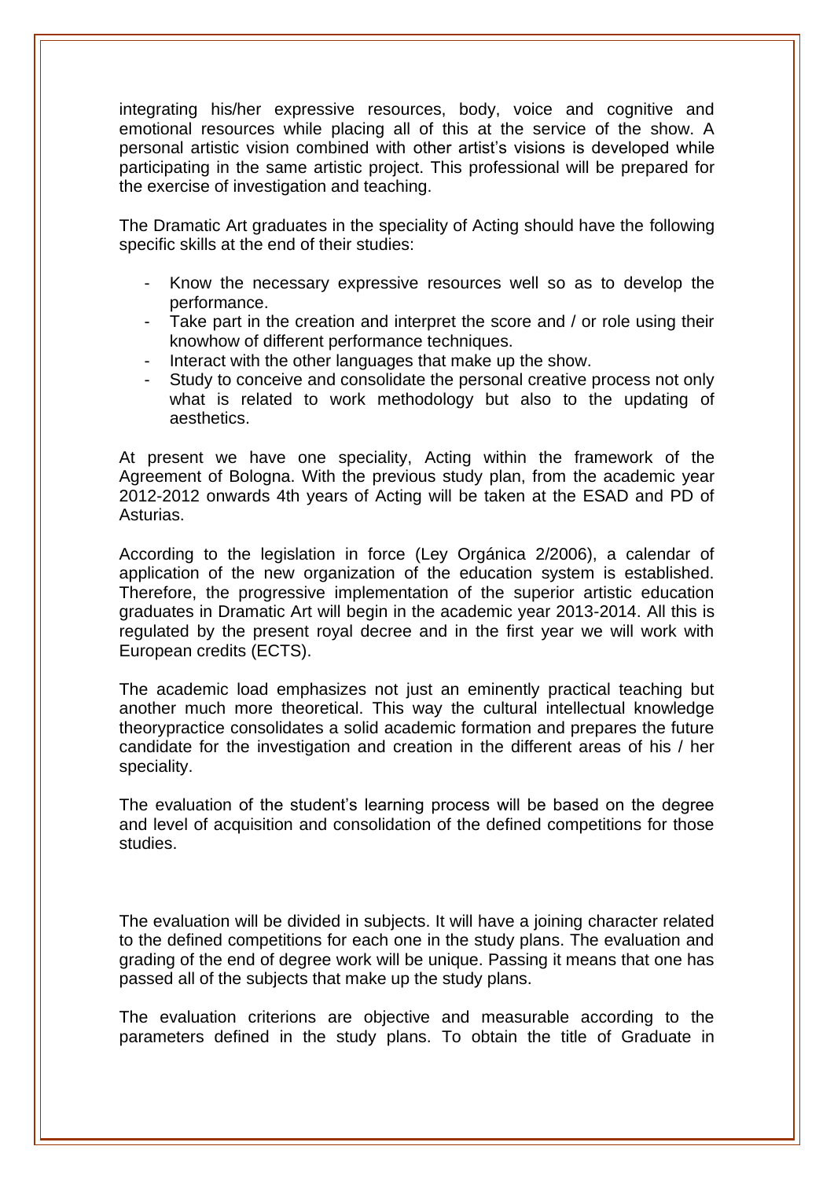integrating his/her expressive resources, body, voice and cognitive and emotional resources while placing all of this at the service of the show. A personal artistic vision combined with other artist's visions is developed while participating in the same artistic project. This professional will be prepared for the exercise of investigation and teaching.

The Dramatic Art graduates in the speciality of Acting should have the following specific skills at the end of their studies:

- Know the necessary expressive resources well so as to develop the performance.
- Take part in the creation and interpret the score and / or role using their knowhow of different performance techniques.
- Interact with the other languages that make up the show.
- Study to conceive and consolidate the personal creative process not only what is related to work methodology but also to the updating of aesthetics.

At present we have one speciality, Acting within the framework of the Agreement of Bologna. With the previous study plan, from the academic year 2012-2012 onwards 4th years of Acting will be taken at the ESAD and PD of Asturias.

According to the legislation in force (Ley Orgánica 2/2006), a calendar of application of the new organization of the education system is established. Therefore, the progressive implementation of the superior artistic education graduates in Dramatic Art will begin in the academic year 2013-2014. All this is regulated by the present royal decree and in the first year we will work with European credits (ECTS).

The academic load emphasizes not just an eminently practical teaching but another much more theoretical. This way the cultural intellectual knowledge theorypractice consolidates a solid academic formation and prepares the future candidate for the investigation and creation in the different areas of his / her speciality.

The evaluation of the student's learning process will be based on the degree and level of acquisition and consolidation of the defined competitions for those studies.

The evaluation will be divided in subjects. It will have a joining character related to the defined competitions for each one in the study plans. The evaluation and grading of the end of degree work will be unique. Passing it means that one has passed all of the subjects that make up the study plans.

The evaluation criterions are objective and measurable according to the parameters defined in the study plans. To obtain the title of Graduate in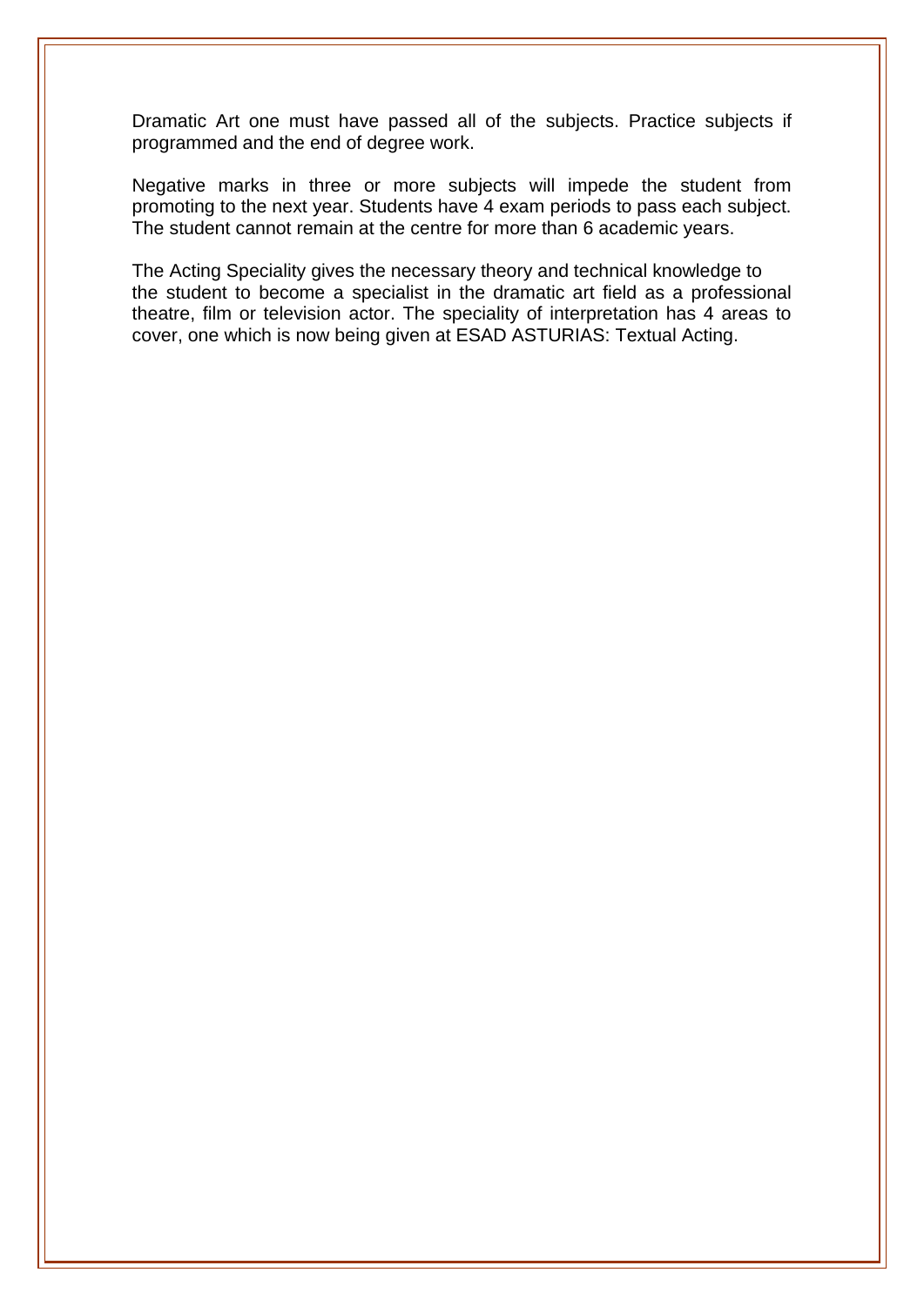Dramatic Art one must have passed all of the subjects. Practice subjects if programmed and the end of degree work.

Negative marks in three or more subjects will impede the student from promoting to the next year. Students have 4 exam periods to pass each subject. The student cannot remain at the centre for more than 6 academic years.

The Acting Speciality gives the necessary theory and technical knowledge to the student to become a specialist in the dramatic art field as a professional theatre, film or television actor. The speciality of interpretation has 4 areas to cover, one which is now being given at ESAD ASTURIAS: Textual Acting.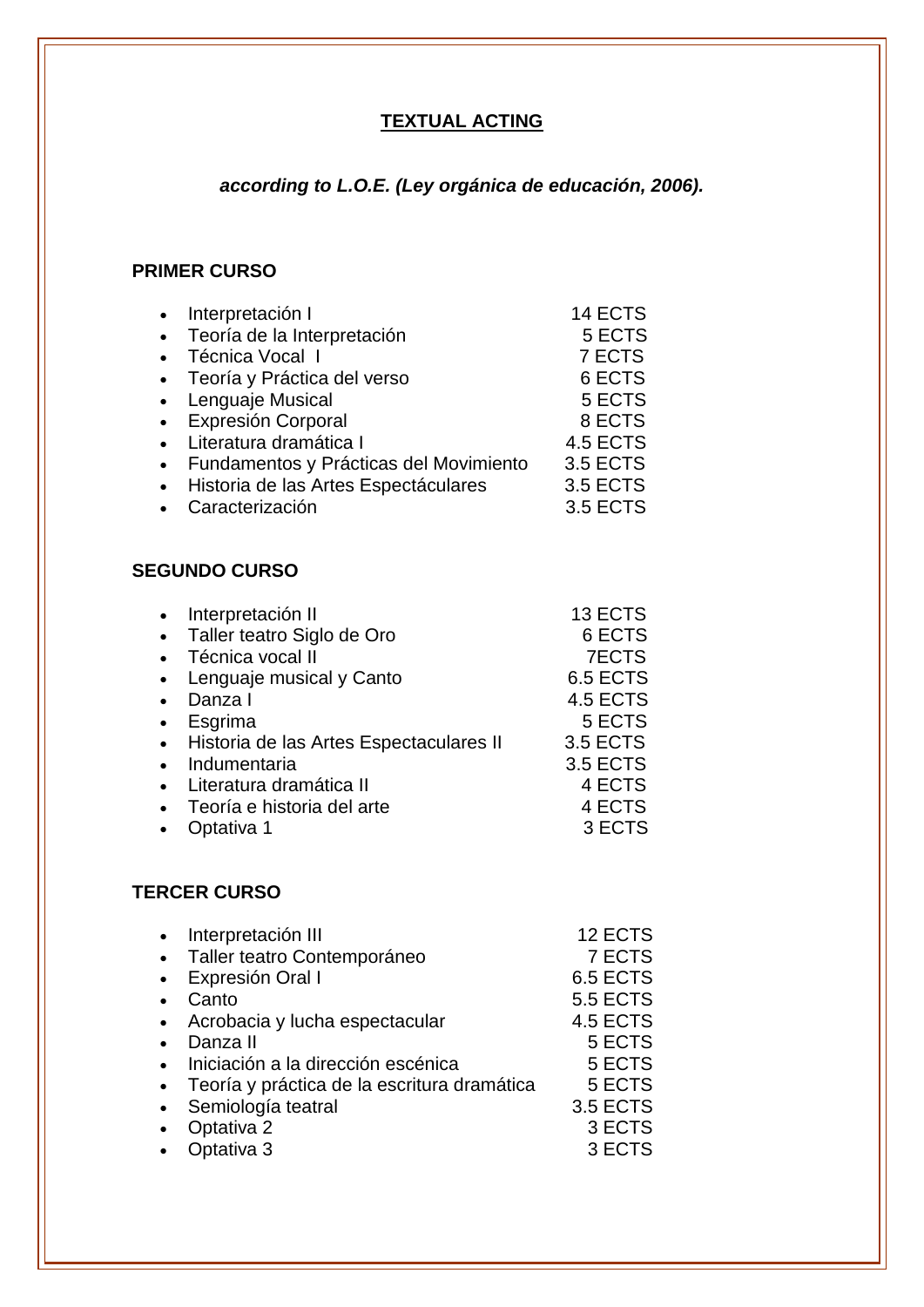# TEXTUAL ACTING

***according to L.O.E. (Ley orgánica de educación, 2006).***

**PRIMER CURSO**

- Interpretación I 14 ECTS
- Teoría de la Interpretación 5 ECTS
- Técnica Vocal I 7 ECTS
- Teoría y Práctica del verso 6 ECTS
- Lenguaje Musical 5 ECTS
- Expresión Corporal 8 ECTS
- Literatura dramática I 4.5 ECTS
- Fundamentos y Prácticas del Movimiento 3.5 ECTS
- Historia de las Artes Espectáculares 3.5 ECTS
- Caracterización 3.5 ECTS

**SEGUNDO CURSO**

- Interpretación II 13 ECTS
- Taller teatro Siglo de Oro 6 ECTS
- Técnica vocal II 7ECTS
- Lenguaje musical y Canto 6.5 ECTS
- Danza I 4.5 ECTS
- Esgrima 5 ECTS
- Historia de las Artes Espectaculares II 3.5 ECTS
- Indumentaria 3.5 ECTS
- Literatura dramática II 4 ECTS
- Teoría e historia del arte 4 ECTS
- Optativa 1 3 ECTS

**TERCER CURSO**

- Interpretación III 12 ECTS
- Taller teatro Contemporáneo 7 ECTS
- Expresión Oral I 6.5 ECTS
- Canto 5.5 ECTS
- Acrobacia y lucha espectacular 4.5 ECTS
- Danza II 5 ECTS
- Iniciación a la dirección escénica 5 ECTS
- Teoría y práctica de la escritura dramática 5 ECTS
- Semiología teatral 3.5 ECTS
- Optativa 2 3 ECTS
- Optativa 3 3 ECTS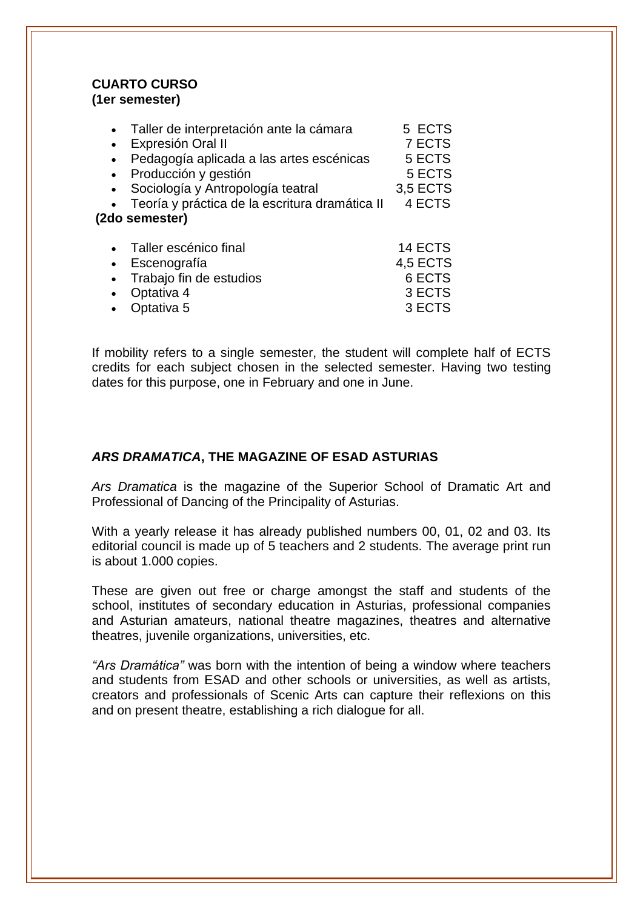**CUARTO CURSO**
**(1er semester)**

- Taller de interpretación ante la cámara 5 ECTS
- Expresión Oral II 7 ECTS
- Pedagogía aplicada a las artes escénicas 5 ECTS
- Producción y gestión 5 ECTS
- Sociología y Antropología teatral 3,5 ECTS
- Teoría y práctica de la escritura dramática II 4 ECTS

**(2do semester)**

- Taller escénico final 14 ECTS
- Escenografía 4,5 ECTS
- Trabajo fin de estudios 6 ECTS
- Optativa 4 3 ECTS
- Optativa 5 3 ECTS

If mobility refers to a single semester, the student will complete half of ECTS credits for each subject chosen in the selected semester. Having two testing dates for this purpose, one in February and one in June.

## *ARS DRAMATICA*, THE MAGAZINE OF ESAD ASTURIAS

*Ars Dramatica* is the magazine of the Superior School of Dramatic Art and Professional of Dancing of the Principality of Asturias.

With a yearly release it has already published numbers 00, 01, 02 and 03. Its editorial council is made up of 5 teachers and 2 students. The average print run is about 1.000 copies.

These are given out free or charge amongst the staff and students of the school, institutes of secondary education in Asturias, professional companies and Asturian amateurs, national theatre magazines, theatres and alternative theatres, juvenile organizations, universities, etc.

*"Ars Dramática"* was born with the intention of being a window where teachers and students from ESAD and other schools or universities, as well as artists, creators and professionals of Scenic Arts can capture their reflexions on this and on present theatre, establishing a rich dialogue for all.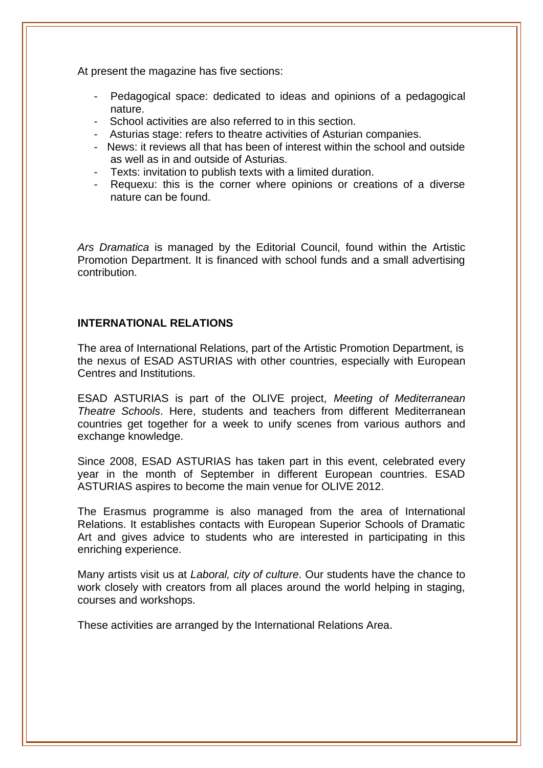At present the magazine has five sections:

- Pedagogical space: dedicated to ideas and opinions of a pedagogical nature.
- School activities are also referred to in this section.
- Asturias stage: refers to theatre activities of Asturian companies.
- News: it reviews all that has been of interest within the school and outside as well as in and outside of Asturias.
- Texts: invitation to publish texts with a limited duration.
- Requexu: this is the corner where opinions or creations of a diverse nature can be found.

*Ars Dramatica* is managed by the Editorial Council, found within the Artistic Promotion Department. It is financed with school funds and a small advertising contribution.

**INTERNATIONAL RELATIONS**

The area of International Relations, part of the Artistic Promotion Department, is the nexus of ESAD ASTURIAS with other countries, especially with European Centres and Institutions.

ESAD ASTURIAS is part of the OLIVE project, *Meeting of Mediterranean Theatre Schools*. Here, students and teachers from different Mediterranean countries get together for a week to unify scenes from various authors and exchange knowledge.

Since 2008, ESAD ASTURIAS has taken part in this event, celebrated every year in the month of September in different European countries. ESAD ASTURIAS aspires to become the main venue for OLIVE 2012.

The Erasmus programme is also managed from the area of International Relations. It establishes contacts with European Superior Schools of Dramatic Art and gives advice to students who are interested in participating in this enriching experience.

Many artists visit us at *Laboral, city of culture*. Our students have the chance to work closely with creators from all places around the world helping in staging, courses and workshops.

These activities are arranged by the International Relations Area.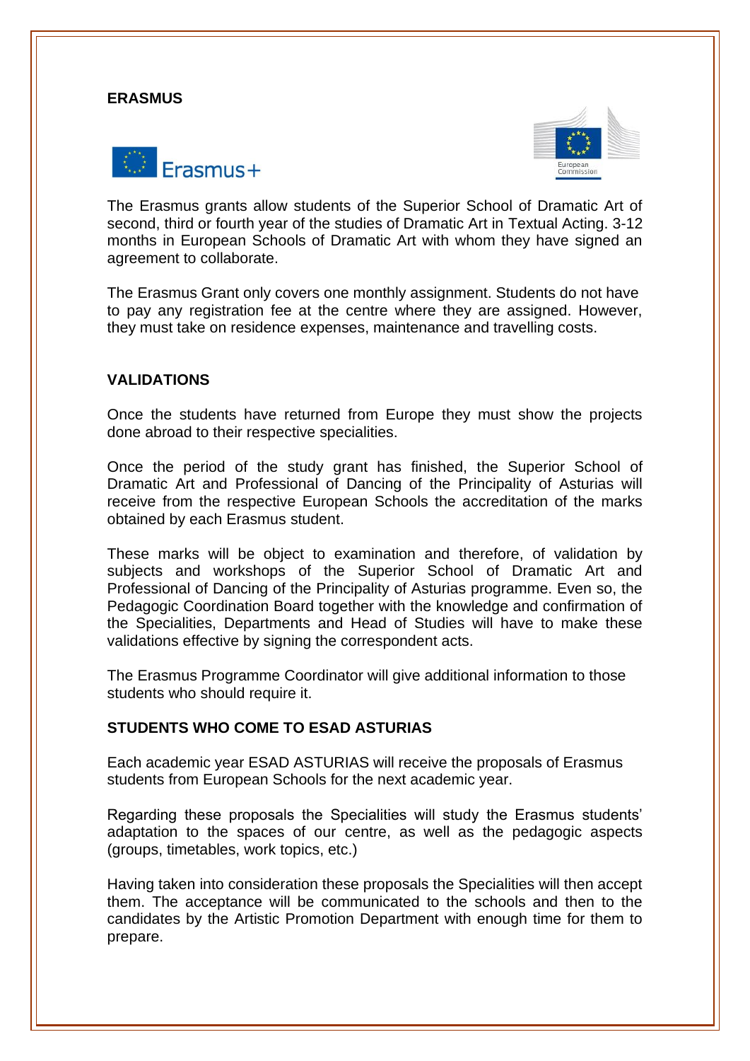## ERASMUS

The Erasmus grants allow students of the Superior School of Dramatic Art of second, third or fourth year of the studies of Dramatic Art in Textual Acting. 3-12 months in European Schools of Dramatic Art with whom they have signed an agreement to collaborate.

The Erasmus Grant only covers one monthly assignment. Students do not have to pay any registration fee at the centre where they are assigned. However, they must take on residence expenses, maintenance and travelling costs.

## VALIDATIONS

Once the students have returned from Europe they must show the projects done abroad to their respective specialities.

Once the period of the study grant has finished, the Superior School of Dramatic Art and Professional of Dancing of the Principality of Asturias will receive from the respective European Schools the accreditation of the marks obtained by each Erasmus student.

These marks will be object to examination and therefore, of validation by subjects and workshops of the Superior School of Dramatic Art and Professional of Dancing of the Principality of Asturias programme. Even so, the Pedagogic Coordination Board together with the knowledge and confirmation of the Specialities, Departments and Head of Studies will have to make these validations effective by signing the correspondent acts.

The Erasmus Programme Coordinator will give additional information to those students who should require it.

## STUDENTS WHO COME TO ESAD ASTURIAS

Each academic year ESAD ASTURIAS will receive the proposals of Erasmus students from European Schools for the next academic year.

Regarding these proposals the Specialities will study the Erasmus students' adaptation to the spaces of our centre, as well as the pedagogic aspects (groups, timetables, work topics, etc.)

Having taken into consideration these proposals the Specialities will then accept them. The acceptance will be communicated to the schools and then to the candidates by the Artistic Promotion Department with enough time for them to prepare.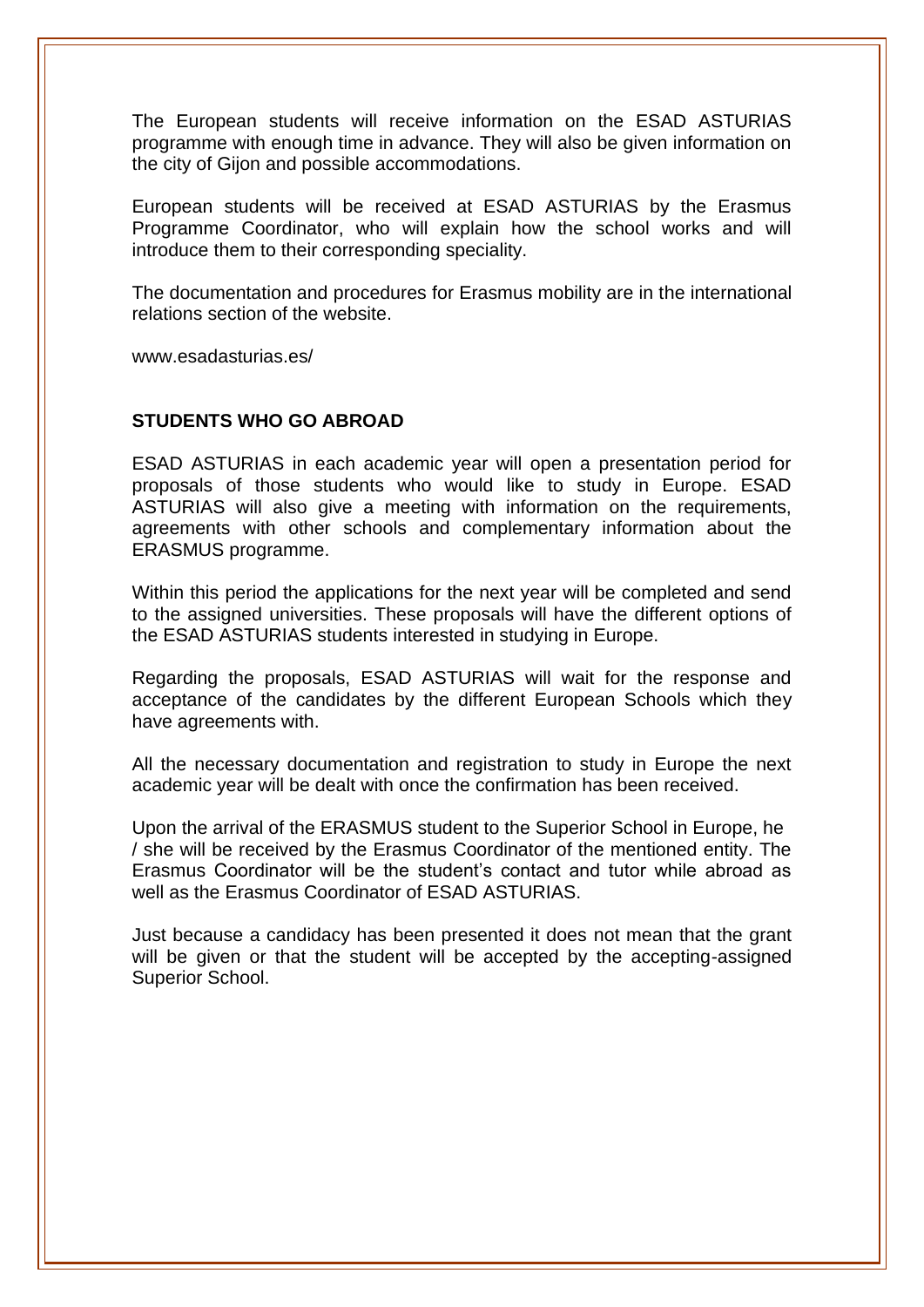The European students will receive information on the ESAD ASTURIAS programme with enough time in advance. They will also be given information on the city of Gijon and possible accommodations.

European students will be received at ESAD ASTURIAS by the Erasmus Programme Coordinator, who will explain how the school works and will introduce them to their corresponding speciality.

The documentation and procedures for Erasmus mobility are in the international relations section of the website.

www.esadasturias.es/

**STUDENTS WHO GO ABROAD**

ESAD ASTURIAS in each academic year will open a presentation period for proposals of those students who would like to study in Europe. ESAD ASTURIAS will also give a meeting with information on the requirements, agreements with other schools and complementary information about the ERASMUS programme.

Within this period the applications for the next year will be completed and send to the assigned universities. These proposals will have the different options of the ESAD ASTURIAS students interested in studying in Europe.

Regarding the proposals, ESAD ASTURIAS will wait for the response and acceptance of the candidates by the different European Schools which they have agreements with.

All the necessary documentation and registration to study in Europe the next academic year will be dealt with once the confirmation has been received.

Upon the arrival of the ERASMUS student to the Superior School in Europe, he / she will be received by the Erasmus Coordinator of the mentioned entity. The Erasmus Coordinator will be the student's contact and tutor while abroad as well as the Erasmus Coordinator of ESAD ASTURIAS.

Just because a candidacy has been presented it does not mean that the grant will be given or that the student will be accepted by the accepting-assigned Superior School.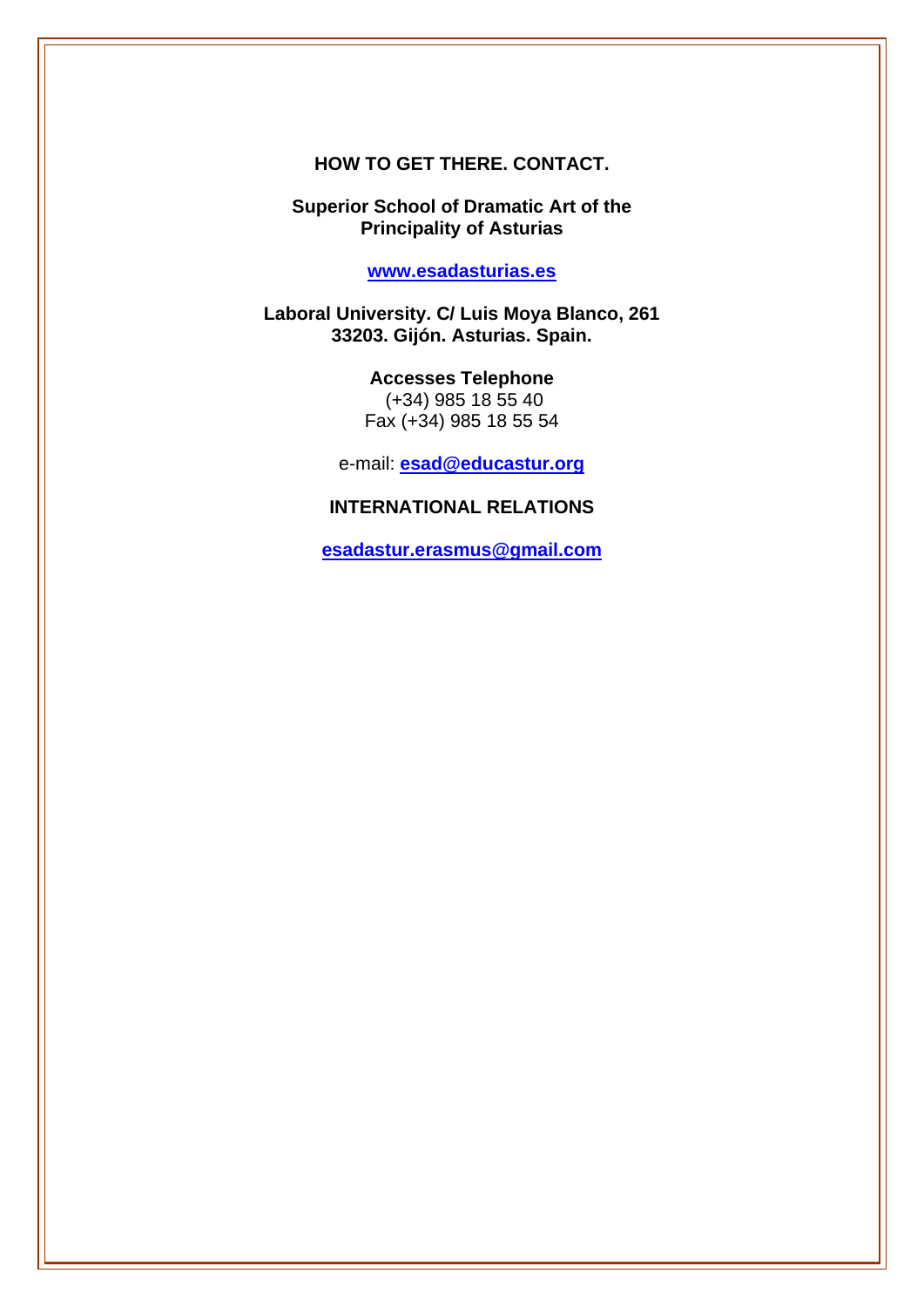## HOW TO GET THERE. CONTACT.

**Superior School of Dramatic Art of the Principality of Asturias**

**www.esadasturias.es**

**Laboral University. C/ Luis Moya Blanco, 261**
**33203. Gijón. Asturias. Spain.**

**Accesses Telephone**
(+34) 985 18 55 40
Fax (+34) 985 18 55 54

e-mail: **esad@educastur.org**

**INTERNATIONAL RELATIONS**

**esadastur.erasmus@gmail.com**